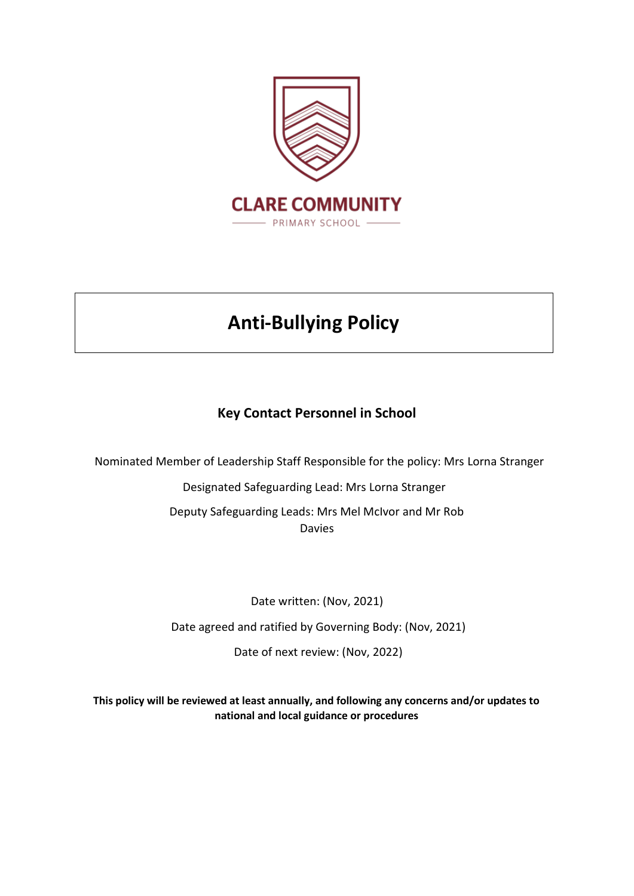CLARE COMMUNITY

PRIMARY SCHOOL

# Anti-Bullying Policy

## Key Contact Personnel in School

Nominated Member of Leadership Staff Responsible for the policy: Mrs Lorna Stranger

Designated Safeguarding Lead: Mrs Lorna Stranger

Deputy Safeguarding Leads: Mrs Mel McIvor and Mr Rob Davies

Date written: (Nov, 2021)

Date agreed and ratified by Governing Body: (Nov, 2021)

Date of next review: (Nov, 2022)

**This policy will be reviewed at least annually, and following any concerns and/or updates to national and local guidance or procedures**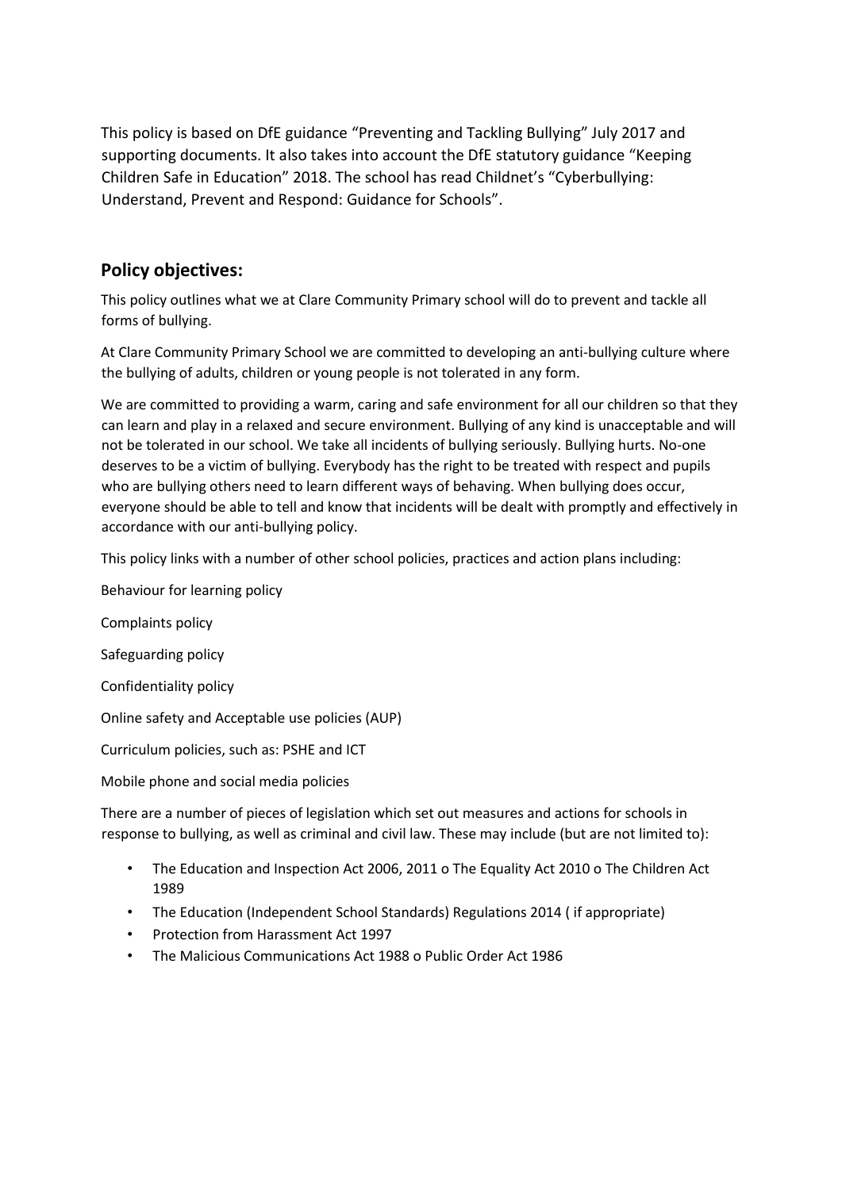This policy is based on DfE guidance "Preventing and Tackling Bullying" July 2017 and supporting documents. It also takes into account the DfE statutory guidance "Keeping Children Safe in Education" 2018. The school has read Childnet's "Cyberbullying: Understand, Prevent and Respond: Guidance for Schools".

## Policy objectives:

This policy outlines what we at Clare Community Primary school will do to prevent and tackle all forms of bullying.

At Clare Community Primary School we are committed to developing an anti-bullying culture where the bullying of adults, children or young people is not tolerated in any form.

We are committed to providing a warm, caring and safe environment for all our children so that they can learn and play in a relaxed and secure environment. Bullying of any kind is unacceptable and will not be tolerated in our school. We take all incidents of bullying seriously. Bullying hurts. No-one deserves to be a victim of bullying. Everybody has the right to be treated with respect and pupils who are bullying others need to learn different ways of behaving. When bullying does occur, everyone should be able to tell and know that incidents will be dealt with promptly and effectively in accordance with our anti-bullying policy.

This policy links with a number of other school policies, practices and action plans including:

Behaviour for learning policy

Complaints policy

Safeguarding policy

Confidentiality policy

Online safety and Acceptable use policies (AUP)

Curriculum policies, such as: PSHE and ICT

Mobile phone and social media policies

There are a number of pieces of legislation which set out measures and actions for schools in response to bullying, as well as criminal and civil law. These may include (but are not limited to):

- The Education and Inspection Act 2006, 2011 o The Equality Act 2010 o The Children Act 1989
- The Education (Independent School Standards) Regulations 2014 ( if appropriate)
- Protection from Harassment Act 1997
- The Malicious Communications Act 1988 o Public Order Act 1986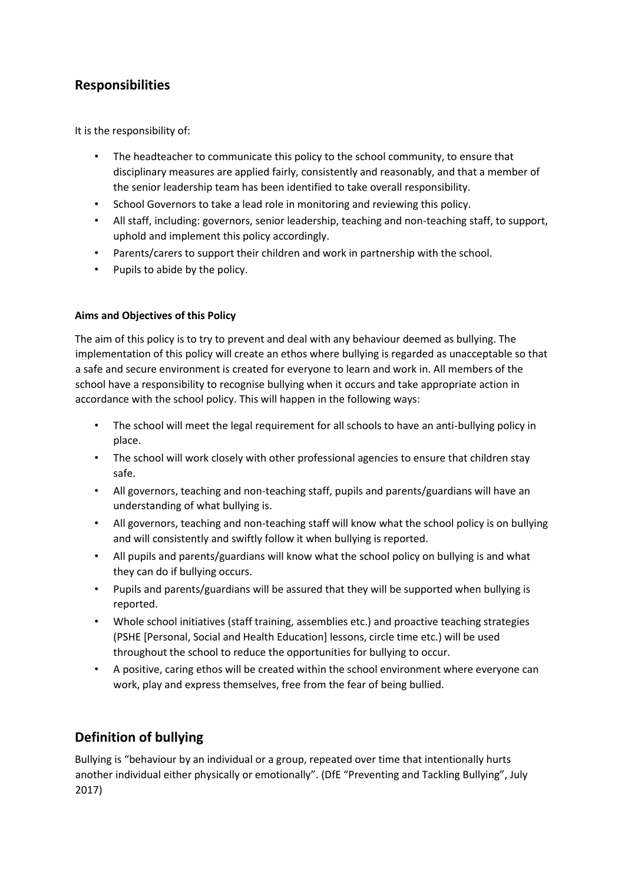## Responsibilities

It is the responsibility of:

- The headteacher to communicate this policy to the school community, to ensure that disciplinary measures are applied fairly, consistently and reasonably, and that a member of the senior leadership team has been identified to take overall responsibility.
- School Governors to take a lead role in monitoring and reviewing this policy.
- All staff, including: governors, senior leadership, teaching and non-teaching staff, to support, uphold and implement this policy accordingly.
- Parents/carers to support their children and work in partnership with the school.
- Pupils to abide by the policy.

#### Aims and Objectives of this Policy

The aim of this policy is to try to prevent and deal with any behaviour deemed as bullying. The implementation of this policy will create an ethos where bullying is regarded as unacceptable so that a safe and secure environment is created for everyone to learn and work in. All members of the school have a responsibility to recognise bullying when it occurs and take appropriate action in accordance with the school policy. This will happen in the following ways:

- The school will meet the legal requirement for all schools to have an anti-bullying policy in place.
- The school will work closely with other professional agencies to ensure that children stay safe.
- All governors, teaching and non-teaching staff, pupils and parents/guardians will have an understanding of what bullying is.
- All governors, teaching and non-teaching staff will know what the school policy is on bullying and will consistently and swiftly follow it when bullying is reported.
- All pupils and parents/guardians will know what the school policy on bullying is and what they can do if bullying occurs.
- Pupils and parents/guardians will be assured that they will be supported when bullying is reported.
- Whole school initiatives (staff training, assemblies etc.) and proactive teaching strategies (PSHE [Personal, Social and Health Education] lessons, circle time etc.) will be used throughout the school to reduce the opportunities for bullying to occur.
- A positive, caring ethos will be created within the school environment where everyone can work, play and express themselves, free from the fear of being bullied.

## Definition of bullying

Bullying is "behaviour by an individual or a group, repeated over time that intentionally hurts another individual either physically or emotionally". (DfE "Preventing and Tackling Bullying", July 2017)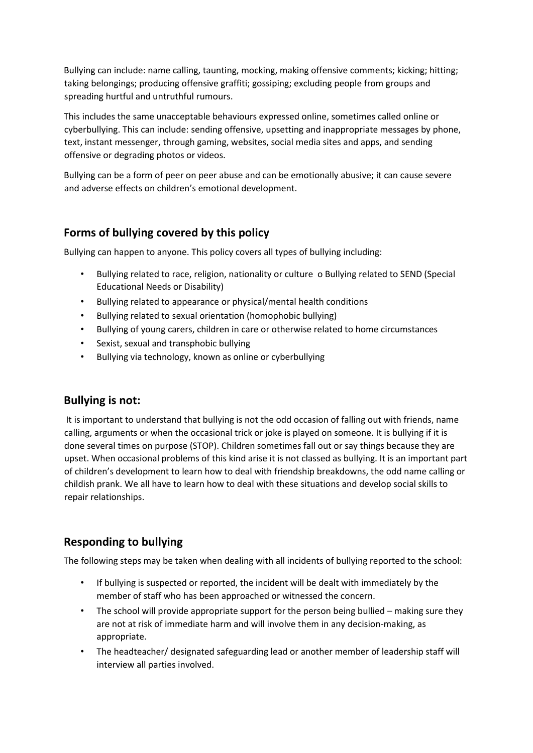Bullying can include: name calling, taunting, mocking, making offensive comments; kicking; hitting; taking belongings; producing offensive graffiti; gossiping; excluding people from groups and spreading hurtful and untruthful rumours.

This includes the same unacceptable behaviours expressed online, sometimes called online or cyberbullying. This can include: sending offensive, upsetting and inappropriate messages by phone, text, instant messenger, through gaming, websites, social media sites and apps, and sending offensive or degrading photos or videos.

Bullying can be a form of peer on peer abuse and can be emotionally abusive; it can cause severe and adverse effects on children's emotional development.

## Forms of bullying covered by this policy

Bullying can happen to anyone. This policy covers all types of bullying including:

- Bullying related to race, religion, nationality or culture o Bullying related to SEND (Special Educational Needs or Disability)
- Bullying related to appearance or physical/mental health conditions
- Bullying related to sexual orientation (homophobic bullying)
- Bullying of young carers, children in care or otherwise related to home circumstances
- Sexist, sexual and transphobic bullying
- Bullying via technology, known as online or cyberbullying

## Bullying is not:

It is important to understand that bullying is not the odd occasion of falling out with friends, name calling, arguments or when the occasional trick or joke is played on someone. It is bullying if it is done several times on purpose (STOP). Children sometimes fall out or say things because they are upset. When occasional problems of this kind arise it is not classed as bullying. It is an important part of children's development to learn how to deal with friendship breakdowns, the odd name calling or childish prank. We all have to learn how to deal with these situations and develop social skills to repair relationships.

## Responding to bullying

The following steps may be taken when dealing with all incidents of bullying reported to the school:

- If bullying is suspected or reported, the incident will be dealt with immediately by the member of staff who has been approached or witnessed the concern.
- The school will provide appropriate support for the person being bullied – making sure they are not at risk of immediate harm and will involve them in any decision-making, as appropriate.
- The headteacher/ designated safeguarding lead or another member of leadership staff will interview all parties involved.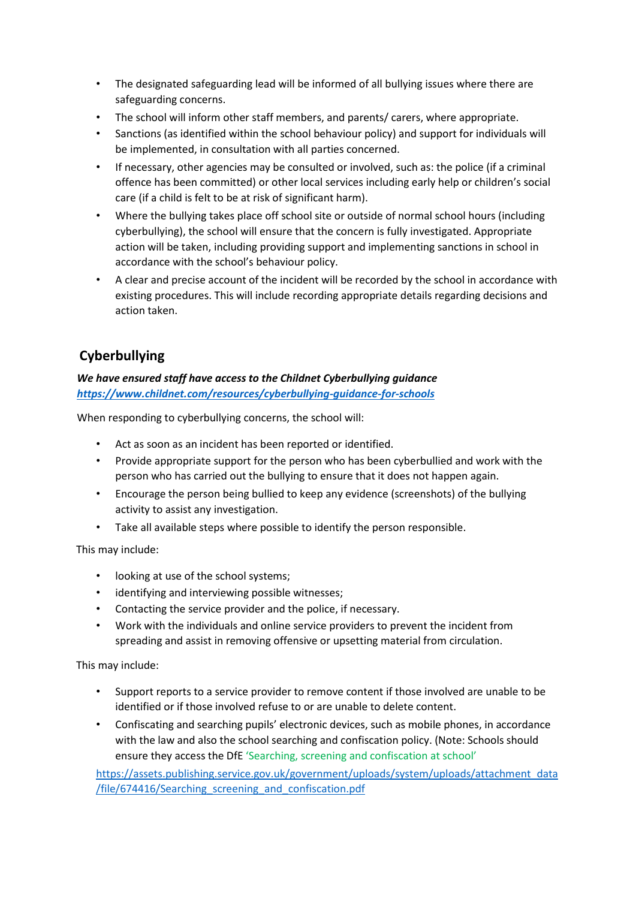- The designated safeguarding lead will be informed of all bullying issues where there are safeguarding concerns.
- The school will inform other staff members, and parents/ carers, where appropriate.
- Sanctions (as identified within the school behaviour policy) and support for individuals will be implemented, in consultation with all parties concerned.
- If necessary, other agencies may be consulted or involved, such as: the police (if a criminal offence has been committed) or other local services including early help or children's social care (if a child is felt to be at risk of significant harm).
- Where the bullying takes place off school site or outside of normal school hours (including cyberbullying), the school will ensure that the concern is fully investigated. Appropriate action will be taken, including providing support and implementing sanctions in school in accordance with the school's behaviour policy.
- A clear and precise account of the incident will be recorded by the school in accordance with existing procedures. This will include recording appropriate details regarding decisions and action taken.

## Cyberbullying

***We have ensured staff have access to the Childnet Cyberbullying guidance***
***[https://www.childnet.com/resources/cyberbullying-guidance-for-schools](https://www.childnet.com/resources/cyberbullying-guidance-for-schools)***

When responding to cyberbullying concerns, the school will:

- Act as soon as an incident has been reported or identified.
- Provide appropriate support for the person who has been cyberbullied and work with the person who has carried out the bullying to ensure that it does not happen again.
- Encourage the person being bullied to keep any evidence (screenshots) of the bullying activity to assist any investigation.
- Take all available steps where possible to identify the person responsible.

This may include:

- looking at use of the school systems;
- identifying and interviewing possible witnesses;
- Contacting the service provider and the police, if necessary.
- Work with the individuals and online service providers to prevent the incident from spreading and assist in removing offensive or upsetting material from circulation.

This may include:

- Support reports to a service provider to remove content if those involved are unable to be identified or if those involved refuse to or are unable to delete content.
- Confiscating and searching pupils' electronic devices, such as mobile phones, in accordance with the law and also the school searching and confiscation policy. (Note: Schools should ensure they access the DfE 'Searching, screening and confiscation at school'

[https://assets.publishing.service.gov.uk/government/uploads/system/uploads/attachment_data/file/674416/Searching_screening_and_confiscation.pdf](https://assets.publishing.service.gov.uk/government/uploads/system/uploads/attachment_data/file/674416/Searching_screening_and_confiscation.pdf)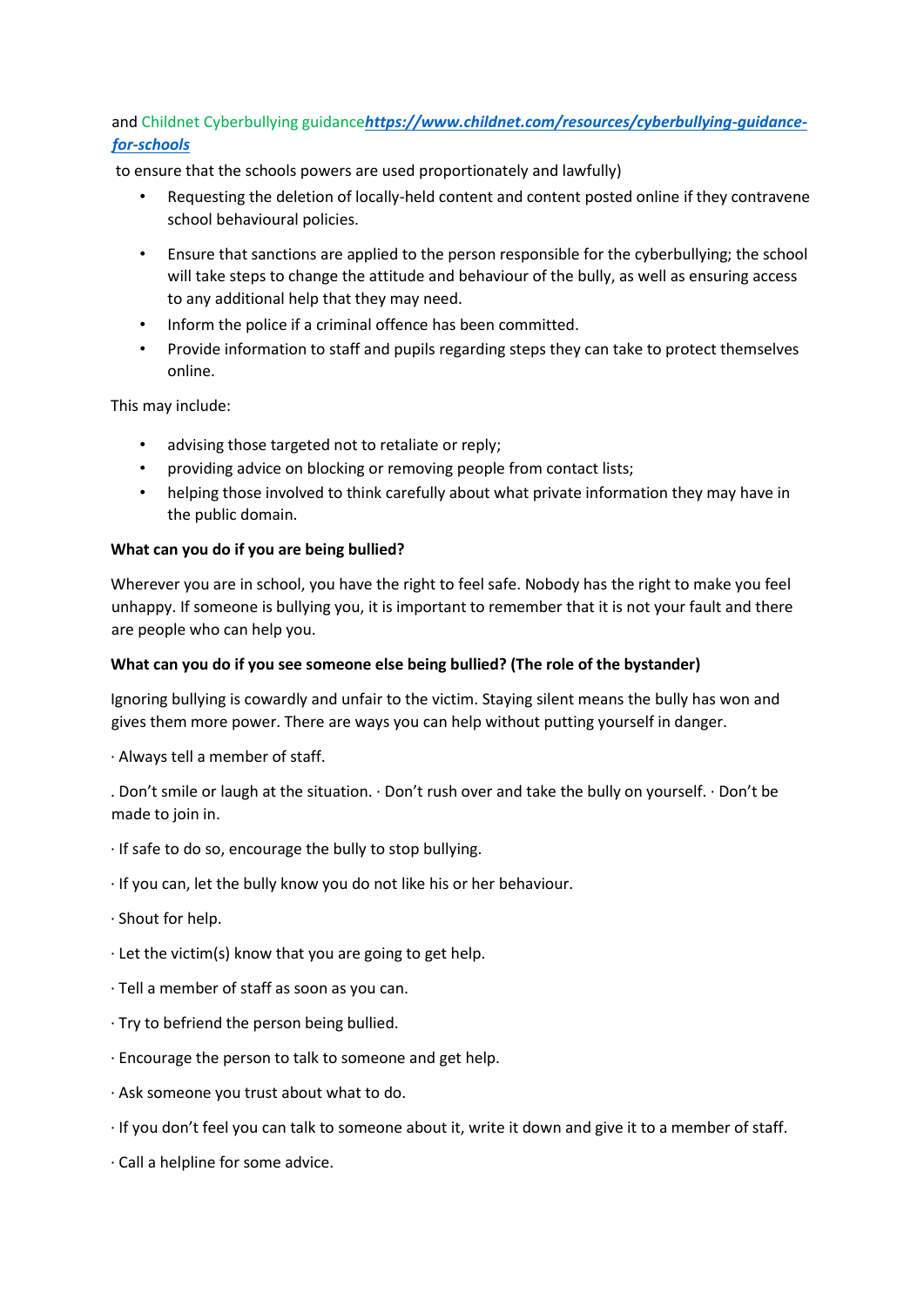and Childnet Cyberbullying guidance***[https://www.childnet.com/resources/cyberbullying-guidance-for-schools](https://www.childnet.com/resources/cyberbullying-guidance-for-schools)***

to ensure that the schools powers are used proportionately and lawfully)

- Requesting the deletion of locally-held content and content posted online if they contravene school behavioural policies.
- Ensure that sanctions are applied to the person responsible for the cyberbullying; the school will take steps to change the attitude and behaviour of the bully, as well as ensuring access to any additional help that they may need.
- Inform the police if a criminal offence has been committed.
- Provide information to staff and pupils regarding steps they can take to protect themselves online.

This may include:

- advising those targeted not to retaliate or reply;
- providing advice on blocking or removing people from contact lists;
- helping those involved to think carefully about what private information they may have in the public domain.

**What can you do if you are being bullied?**

Wherever you are in school, you have the right to feel safe. Nobody has the right to make you feel unhappy. If someone is bullying you, it is important to remember that it is not your fault and there are people who can help you.

**What can you do if you see someone else being bullied? (The role of the bystander)**

Ignoring bullying is cowardly and unfair to the victim. Staying silent means the bully has won and gives them more power. There are ways you can help without putting yourself in danger.

· Always tell a member of staff.

. Don't smile or laugh at the situation. · Don't rush over and take the bully on yourself. · Don't be made to join in.

· If safe to do so, encourage the bully to stop bullying.

· If you can, let the bully know you do not like his or her behaviour.

· Shout for help.

· Let the victim(s) know that you are going to get help.

· Tell a member of staff as soon as you can.

· Try to befriend the person being bullied.

· Encourage the person to talk to someone and get help.

· Ask someone you trust about what to do.

· If you don't feel you can talk to someone about it, write it down and give it to a member of staff.

· Call a helpline for some advice.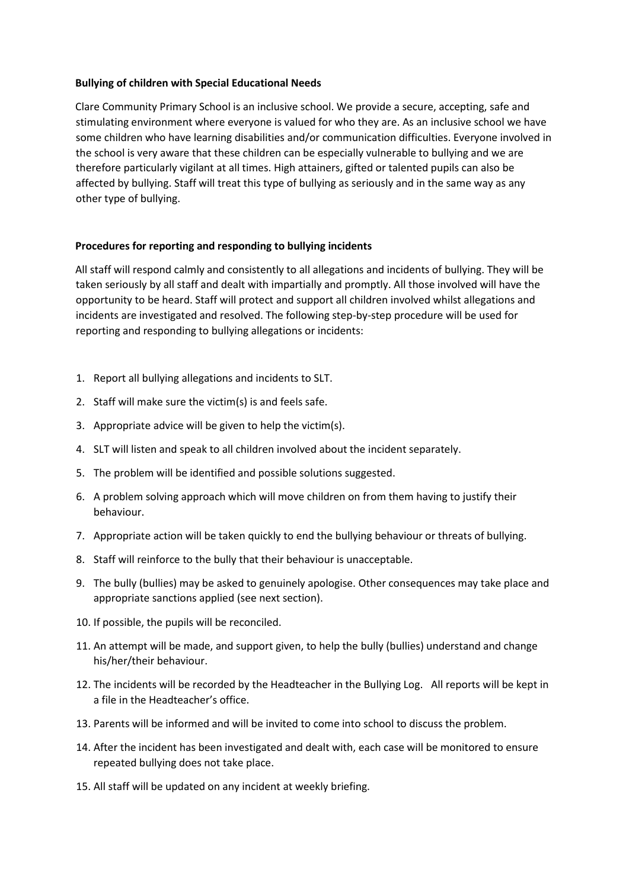**Bullying of children with Special Educational Needs**

Clare Community Primary School is an inclusive school. We provide a secure, accepting, safe and stimulating environment where everyone is valued for who they are. As an inclusive school we have some children who have learning disabilities and/or communication difficulties. Everyone involved in the school is very aware that these children can be especially vulnerable to bullying and we are therefore particularly vigilant at all times. High attainers, gifted or talented pupils can also be affected by bullying. Staff will treat this type of bullying as seriously and in the same way as any other type of bullying.

**Procedures for reporting and responding to bullying incidents**

All staff will respond calmly and consistently to all allegations and incidents of bullying. They will be taken seriously by all staff and dealt with impartially and promptly. All those involved will have the opportunity to be heard. Staff will protect and support all children involved whilst allegations and incidents are investigated and resolved. The following step-by-step procedure will be used for reporting and responding to bullying allegations or incidents:

1. Report all bullying allegations and incidents to SLT.
2. Staff will make sure the victim(s) is and feels safe.
3. Appropriate advice will be given to help the victim(s).
4. SLT will listen and speak to all children involved about the incident separately.
5. The problem will be identified and possible solutions suggested.
6. A problem solving approach which will move children on from them having to justify their behaviour.
7. Appropriate action will be taken quickly to end the bullying behaviour or threats of bullying.
8. Staff will reinforce to the bully that their behaviour is unacceptable.
9. The bully (bullies) may be asked to genuinely apologise. Other consequences may take place and appropriate sanctions applied (see next section).
10. If possible, the pupils will be reconciled.
11. An attempt will be made, and support given, to help the bully (bullies) understand and change his/her/their behaviour.
12. The incidents will be recorded by the Headteacher in the Bullying Log. All reports will be kept in a file in the Headteacher's office.
13. Parents will be informed and will be invited to come into school to discuss the problem.
14. After the incident has been investigated and dealt with, each case will be monitored to ensure repeated bullying does not take place.
15. All staff will be updated on any incident at weekly briefing.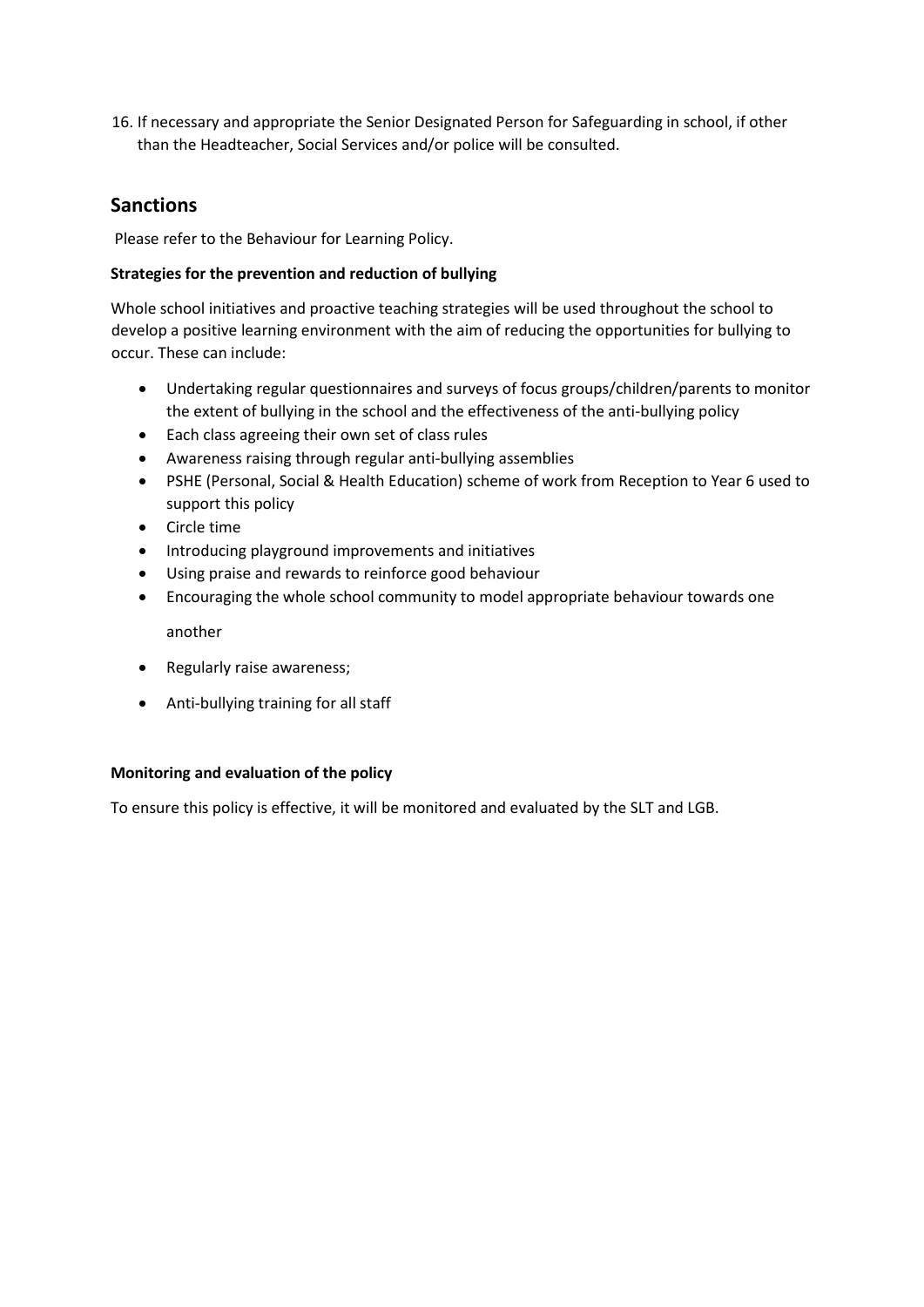16. If necessary and appropriate the Senior Designated Person for Safeguarding in school, if other than the Headteacher, Social Services and/or police will be consulted.

## Sanctions

Please refer to the Behaviour for Learning Policy.

**Strategies for the prevention and reduction of bullying**

Whole school initiatives and proactive teaching strategies will be used throughout the school to develop a positive learning environment with the aim of reducing the opportunities for bullying to occur. These can include:

- Undertaking regular questionnaires and surveys of focus groups/children/parents to monitor the extent of bullying in the school and the effectiveness of the anti-bullying policy
- Each class agreeing their own set of class rules
- Awareness raising through regular anti-bullying assemblies
- PSHE (Personal, Social & Health Education) scheme of work from Reception to Year 6 used to support this policy
- Circle time
- Introducing playground improvements and initiatives
- Using praise and rewards to reinforce good behaviour
- Encouraging the whole school community to model appropriate behaviour towards one another
- Regularly raise awareness;
- Anti-bullying training for all staff

**Monitoring and evaluation of the policy**

To ensure this policy is effective, it will be monitored and evaluated by the SLT and LGB.